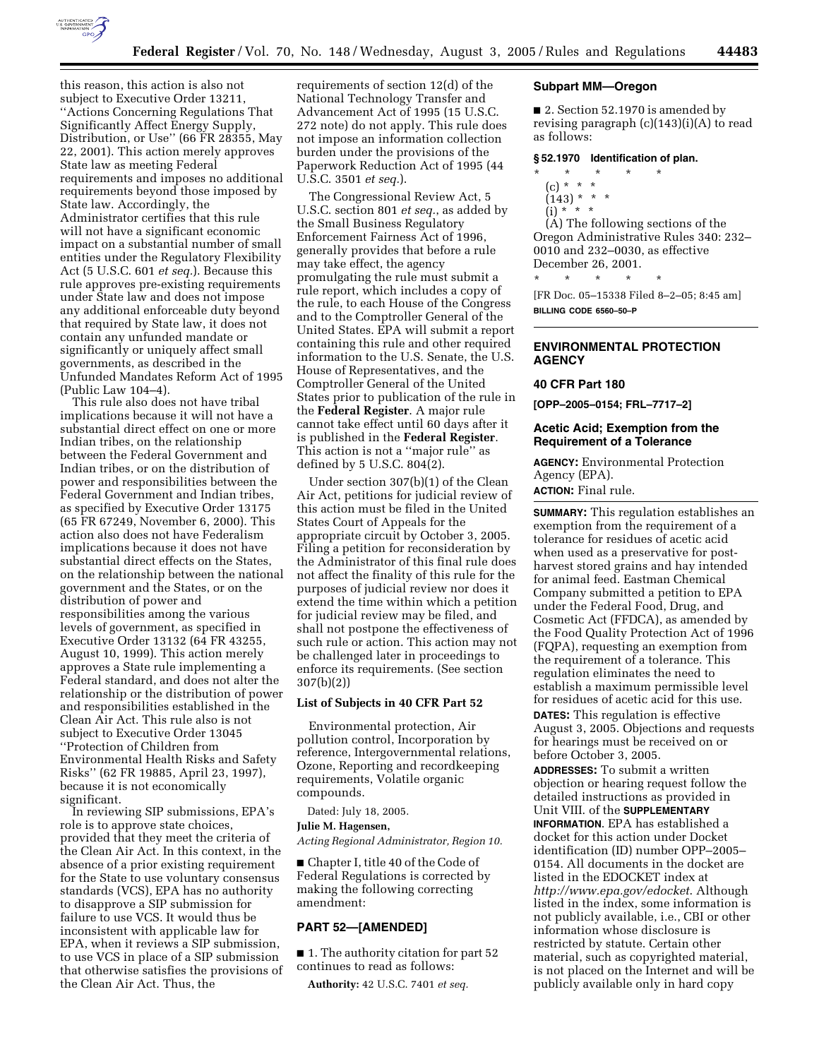this reason, this action is also not subject to Executive Order 13211, ''Actions Concerning Regulations That Significantly Affect Energy Supply, Distribution, or Use'' (66 FR 28355, May 22, 2001). This action merely approves State law as meeting Federal requirements and imposes no additional requirements beyond those imposed by State law. Accordingly, the Administrator certifies that this rule will not have a significant economic impact on a substantial number of small entities under the Regulatory Flexibility Act (5 U.S.C. 601 *et seq.*). Because this rule approves pre-existing requirements under State law and does not impose any additional enforceable duty beyond that required by State law, it does not contain any unfunded mandate or significantly or uniquely affect small governments, as described in the Unfunded Mandates Reform Act of 1995 (Public Law 104–4).

This rule also does not have tribal implications because it will not have a substantial direct effect on one or more Indian tribes, on the relationship between the Federal Government and Indian tribes, or on the distribution of power and responsibilities between the Federal Government and Indian tribes, as specified by Executive Order 13175 (65 FR 67249, November 6, 2000). This action also does not have Federalism implications because it does not have substantial direct effects on the States, on the relationship between the national government and the States, or on the distribution of power and responsibilities among the various levels of government, as specified in Executive Order 13132 (64 FR 43255, August 10, 1999). This action merely approves a State rule implementing a Federal standard, and does not alter the relationship or the distribution of power and responsibilities established in the Clean Air Act. This rule also is not subject to Executive Order 13045 ''Protection of Children from Environmental Health Risks and Safety Risks'' (62 FR 19885, April 23, 1997), because it is not economically significant.

In reviewing SIP submissions, EPA's role is to approve state choices, provided that they meet the criteria of the Clean Air Act. In this context, in the absence of a prior existing requirement for the State to use voluntary consensus standards (VCS), EPA has no authority to disapprove a SIP submission for failure to use VCS. It would thus be inconsistent with applicable law for EPA, when it reviews a SIP submission, to use VCS in place of a SIP submission that otherwise satisfies the provisions of the Clean Air Act. Thus, the requirements of section 12(d) of the National Technology Transfer and Advancement Act of 1995 (15 U.S.C. 272 note) do not apply. This rule does not impose an information collection burden under the provisions of the Paperwork Reduction Act of 1995 (44 U.S.C. 3501 *et seq.*).

The Congressional Review Act, 5 U.S.C. section 801 *et seq.*, as added by the Small Business Regulatory Enforcement Fairness Act of 1996, generally provides that before a rule may take effect, the agency promulgating the rule must submit a rule report, which includes a copy of the rule, to each House of the Congress and to the Comptroller General of the United States. EPA will submit a report containing this rule and other required information to the U.S. Senate, the U.S. House of Representatives, and the Comptroller General of the United States prior to publication of the rule in the **Federal Register**. A major rule cannot take effect until 60 days after it is published in the **Federal Register**. This action is not a ''major rule'' as defined by 5 U.S.C. 804(2).

Under section 307(b)(1) of the Clean Air Act, petitions for judicial review of this action must be filed in the United States Court of Appeals for the appropriate circuit by October 3, 2005. Filing a petition for reconsideration by the Administrator of this final rule does not affect the finality of this rule for the purposes of judicial review nor does it extend the time within which a petition for judicial review may be filed, and shall not postpone the effectiveness of such rule or action. This action may not be challenged later in proceedings to enforce its requirements. (See section 307(b)(2))

**List of Subjects in 40 CFR Part 52**

Environmental protection, Air pollution control, Incorporation by reference, Intergovernmental relations, Ozone, Reporting and recordkeeping requirements, Volatile organic compounds.

Dated: July 18, 2005.

**Julie M. Hagensen,**

*Acting Regional Administrator, Region 10.*

■ Chapter I, title 40 of the Code of Federal Regulations is corrected by making the following correcting amendment:

## PART 52—[AMENDED]

■ 1. The authority citation for part 52 continues to read as follows:

**Authority:** 42 U.S.C. 7401 *et seq.*

### Subpart MM—Oregon

■ 2. Section 52.1970 is amended by revising paragraph (c)(143)(i)(A) to read as follows:

**§ 52.1970 Identification of plan.**

\* \* \* \* \*

(c) \* \* \*

(143) \* \* \*

(i) \* \* \*

(A) The following sections of the Oregon Administrative Rules 340: 232–0010 and 232–0030, as effective December 26, 2001.

\* \* \* \* \*

[FR Doc. 05–15338 Filed 8–2–05; 8:45 am]

**BILLING CODE 6560–50–P**

## ENVIRONMENTAL PROTECTION AGENCY

### 40 CFR Part 180

**[OPP–2005–0154; FRL–7717–2]**

### Acetic Acid; Exemption from the Requirement of a Tolerance

**AGENCY:** Environmental Protection Agency (EPA).

**ACTION:** Final rule.

**SUMMARY:** This regulation establishes an exemption from the requirement of a tolerance for residues of acetic acid when used as a preservative for post-harvest stored grains and hay intended for animal feed. Eastman Chemical Company submitted a petition to EPA under the Federal Food, Drug, and Cosmetic Act (FFDCA), as amended by the Food Quality Protection Act of 1996 (FQPA), requesting an exemption from the requirement of a tolerance. This regulation eliminates the need to establish a maximum permissible level for residues of acetic acid for this use.

**DATES:** This regulation is effective August 3, 2005. Objections and requests for hearings must be received on or before October 3, 2005.

**ADDRESSES:** To submit a written objection or hearing request follow the detailed instructions as provided in Unit VIII. of the **SUPPLEMENTARY INFORMATION**. EPA has established a docket for this action under Docket identification (ID) number OPP–2005–0154. All documents in the docket are listed in the EDOCKET index at *http://www.epa.gov/edocket.* Although listed in the index, some information is not publicly available, i.e., CBI or other information whose disclosure is restricted by statute. Certain other material, such as copyrighted material, is not placed on the Internet and will be publicly available only in hard copy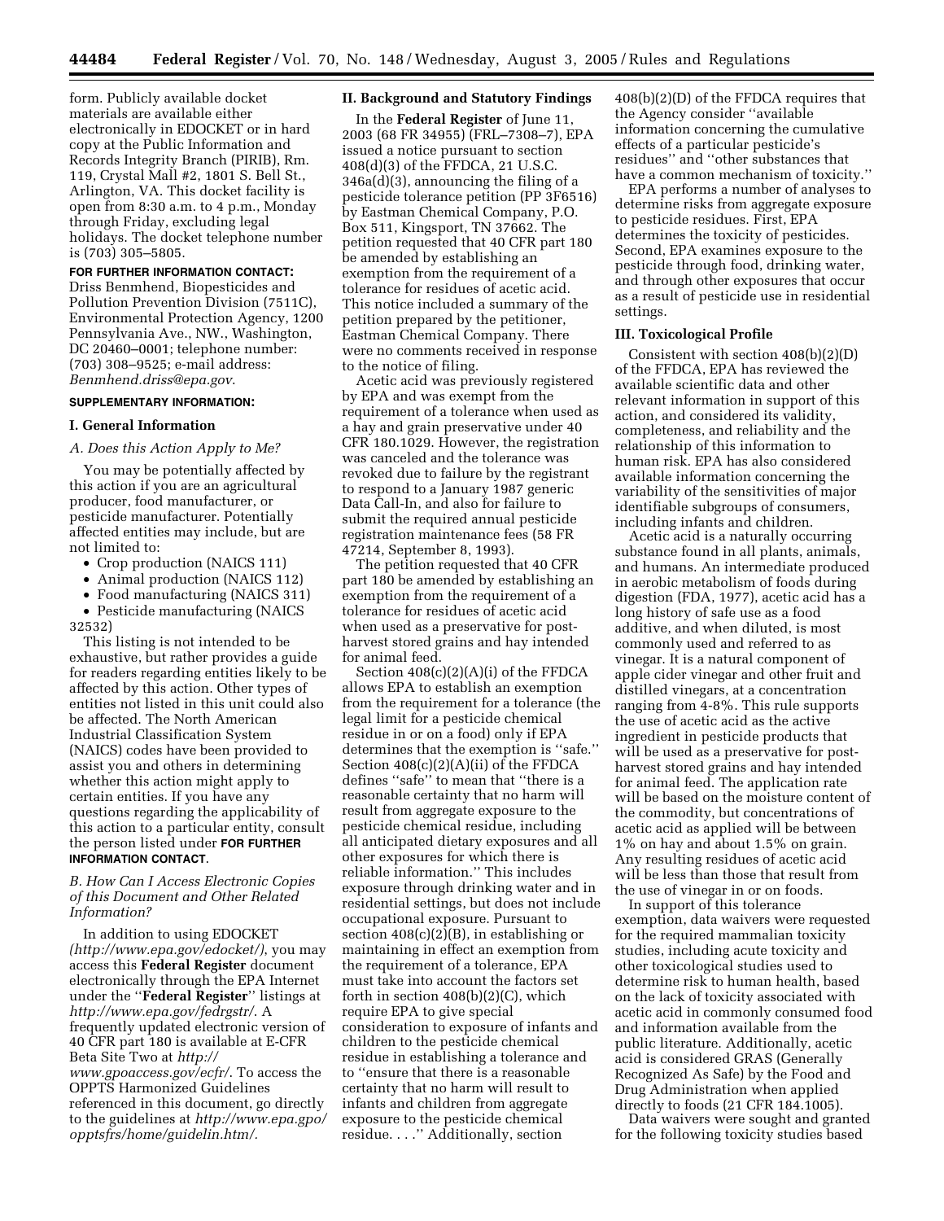form. Publicly available docket materials are available either electronically in EDOCKET or in hard copy at the Public Information and Records Integrity Branch (PIRIB), Rm. 119, Crystal Mall #2, 1801 S. Bell St., Arlington, VA. This docket facility is open from 8:30 a.m. to 4 p.m., Monday through Friday, excluding legal holidays. The docket telephone number is (703) 305–5805.

**FOR FURTHER INFORMATION CONTACT:** Driss Benmhend, Biopesticides and Pollution Prevention Division (7511C), Environmental Protection Agency, 1200 Pennsylvania Ave., NW., Washington, DC 20460–0001; telephone number: (703) 308–9525; e-mail address: *Benmhend.driss@epa.gov*.

**SUPPLEMENTARY INFORMATION:**

## I. General Information

### *A. Does this Action Apply to Me?*

You may be potentially affected by this action if you are an agricultural producer, food manufacturer, or pesticide manufacturer. Potentially affected entities may include, but are not limited to:

- Crop production (NAICS 111)
- Animal production (NAICS 112)
- Food manufacturing (NAICS 311)
- Pesticide manufacturing (NAICS 32532)

This listing is not intended to be exhaustive, but rather provides a guide for readers regarding entities likely to be affected by this action. Other types of entities not listed in this unit could also be affected. The North American Industrial Classification System (NAICS) codes have been provided to assist you and others in determining whether this action might apply to certain entities. If you have any questions regarding the applicability of this action to a particular entity, consult the person listed under **FOR FURTHER INFORMATION CONTACT**.

### *B. How Can I Access Electronic Copies of this Document and Other Related Information?*

In addition to using EDOCKET (*http://www.epa.gov/edocket/*), you may access this **Federal Register** document electronically through the EPA Internet under the "**Federal Register**" listings at *http://www.epa.gov/fedrgstr/*. A frequently updated electronic version of 40 CFR part 180 is available at E-CFR Beta Site Two at *http://www.gpoaccess.gov/ecfr/*. To access the OPPTS Harmonized Guidelines referenced in this document, go directly to the guidelines at *http://www.epa.gpo/opptsfrs/home/guidelin.htm/*.

## II. Background and Statutory Findings

In the **Federal Register** of June 11, 2003 (68 FR 34955) (FRL–7308–7), EPA issued a notice pursuant to section 408(d)(3) of the FFDCA, 21 U.S.C. 346a(d)(3), announcing the filing of a pesticide tolerance petition (PP 3F6516) by Eastman Chemical Company, P.O. Box 511, Kingsport, TN 37662. The petition requested that 40 CFR part 180 be amended by establishing an exemption from the requirement of a tolerance for residues of acetic acid. This notice included a summary of the petition prepared by the petitioner, Eastman Chemical Company. There were no comments received in response to the notice of filing.

Acetic acid was previously registered by EPA and was exempt from the requirement of a tolerance when used as a hay and grain preservative under 40 CFR 180.1029. However, the registration was canceled and the tolerance was revoked due to failure by the registrant to respond to a January 1987 generic Data Call-In, and also for failure to submit the required annual pesticide registration maintenance fees (58 FR 47214, September 8, 1993).

The petition requested that 40 CFR part 180 be amended by establishing an exemption from the requirement of a tolerance for residues of acetic acid when used as a preservative for post-harvest stored grains and hay intended for animal feed.

Section 408(c)(2)(A)(i) of the FFDCA allows EPA to establish an exemption from the requirement for a tolerance (the legal limit for a pesticide chemical residue in or on a food) only if EPA determines that the exemption is "safe." Section 408(c)(2)(A)(ii) of the FFDCA defines "safe" to mean that "there is a reasonable certainty that no harm will result from aggregate exposure to the pesticide chemical residue, including all anticipated dietary exposures and all other exposures for which there is reliable information." This includes exposure through drinking water and in residential settings, but does not include occupational exposure. Pursuant to section 408(c)(2)(B), in establishing or maintaining in effect an exemption from the requirement of a tolerance, EPA must take into account the factors set forth in section 408(b)(2)(C), which require EPA to give special consideration to exposure of infants and children to the pesticide chemical residue in establishing a tolerance and to "ensure that there is a reasonable certainty that no harm will result to infants and children from aggregate exposure to the pesticide chemical residue. . . ." Additionally, section 408(b)(2)(D) of the FFDCA requires that the Agency consider "available information concerning the cumulative effects of a particular pesticide's residues" and "other substances that have a common mechanism of toxicity."

EPA performs a number of analyses to determine risks from aggregate exposure to pesticide residues. First, EPA determines the toxicity of pesticides. Second, EPA examines exposure to the pesticide through food, drinking water, and through other exposures that occur as a result of pesticide use in residential settings.

## III. Toxicological Profile

Consistent with section 408(b)(2)(D) of the FFDCA, EPA has reviewed the available scientific data and other relevant information in support of this action, and considered its validity, completeness, and reliability and the relationship of this information to human risk. EPA has also considered available information concerning the variability of the sensitivities of major identifiable subgroups of consumers, including infants and children.

Acetic acid is a naturally occurring substance found in all plants, animals, and humans. An intermediate produced in aerobic metabolism of foods during digestion (FDA, 1977), acetic acid has a long history of safe use as a food additive, and when diluted, is most commonly used and referred to as vinegar. It is a natural component of apple cider vinegar and other fruit and distilled vinegars, at a concentration ranging from 4-8%. This rule supports the use of acetic acid as the active ingredient in pesticide products that will be used as a preservative for post-harvest stored grains and hay intended for animal feed. The application rate will be based on the moisture content of the commodity, but concentrations of acetic acid as applied will be between 1% on hay and about 1.5% on grain. Any resulting residues of acetic acid will be less than those that result from the use of vinegar in or on foods.

In support of this tolerance exemption, data waivers were requested for the required mammalian toxicity studies, including acute toxicity and other toxicological studies used to determine risk to human health, based on the lack of toxicity associated with acetic acid in commonly consumed food and information available from the public literature. Additionally, acetic acid is considered GRAS (Generally Recognized As Safe) by the Food and Drug Administration when applied directly to foods (21 CFR 184.1005).

Data waivers were sought and granted for the following toxicity studies based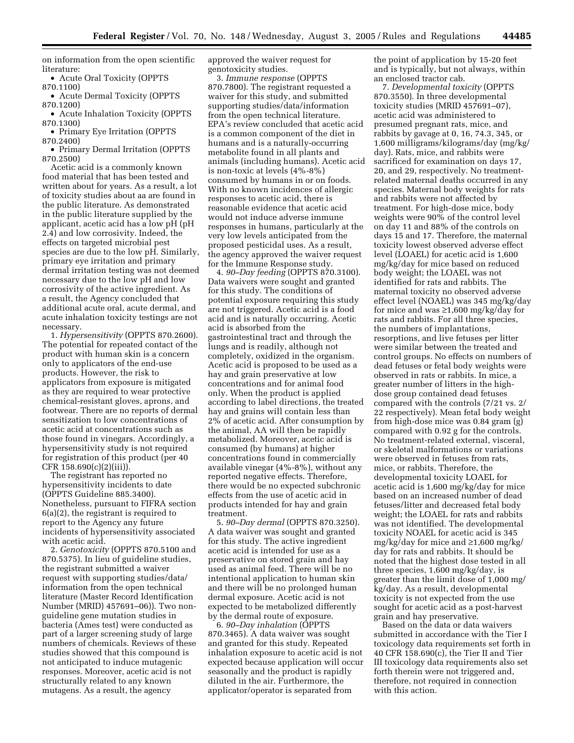on information from the open scientific literature:

- Acute Oral Toxicity (OPPTS 870.1100)
- Acute Dermal Toxicity (OPPTS 870.1200)
- Acute Inhalation Toxicity (OPPTS 870.1300)
- Primary Eye Irritation (OPPTS 870.2400)
- Primary Dermal Irritation (OPPTS 870.2500)

Acetic acid is a commonly known food material that has been tested and written about for years. As a result, a lot of toxicity studies about aa are found in the public literature. As demonstrated in the public literature supplied by the applicant, acetic acid has a low pH (pH 2.4) and low corrosivity. Indeed, the effects on targeted microbial pest species are due to the low pH. Similarly, primary eye irritation and primary dermal irritation testing was not deemed necessary due to the low pH and low corrosivity of the active ingredient. As a result, the Agency concluded that additional acute oral, acute dermal, and acute inhalation toxicity testings are not necessary.

1. *Hypersensitivity* (OPPTS 870.2600). The potential for repeated contact of the product with human skin is a concern only to applicators of the end-use products. However, the risk to applicators from exposure is mitigated as they are required to wear protective chemical-resistant gloves, aprons, and footwear. There are no reports of dermal sensitization to low concentrations of acetic acid at concentrations such as those found in vinegars. Accordingly, a hypersensitivity study is not required for registration of this product (per 40 CFR 158.690(c)(2)(iii)).

The registrant has reported no hypersensitivity incidents to date (OPPTS Guideline 885.3400). Nonetheless, pursuant to FIFRA section 6(a)(2), the registrant is required to report to the Agency any future incidents of hypersensitivity associated with acetic acid.

2. *Genotoxicity* (OPPTS 870.5100 and 870.5375). In lieu of guideline studies, the registrant submitted a waiver request with supporting studies/data/information from the open technical literature (Master Record Identification Number (MRID) 457691–06)). Two non-guideline gene mutation studies in bacteria (Ames test) were conducted as part of a larger screening study of large numbers of chemicals. Reviews of these studies showed that this compound is not anticipated to induce mutagenic responses. Moreover, acetic acid is not structurally related to any known mutagens. As a result, the agency approved the waiver request for genotoxicity studies.

3. *Immune response* (OPPTS 870.7800). The registrant requested a waiver for this study, and submitted supporting studies/data/information from the open technical literature. EPA's review concluded that acetic acid is a common component of the diet in humans and is a naturally-occurring metabolite found in all plants and animals (including humans). Acetic acid is non-toxic at levels (4%-8%) consumed by humans in or on foods. With no known incidences of allergic responses to acetic acid, there is reasonable evidence that acetic acid would not induce adverse immune responses in humans, particularly at the very low levels anticipated from the proposed pesticidal uses. As a result, the agency approved the waiver request for the Immune Response study.

4. *90–Day feeding* (OPPTS 870.3100). Data waivers were sought and granted for this study. The conditions of potential exposure requiring this study are not triggered. Acetic acid is a food acid and is naturally occurring. Acetic acid is absorbed from the gastrointestinal tract and through the lungs and is readily, although not completely, oxidized in the organism. Acetic acid is proposed to be used as a hay and grain preservative at low concentrations and for animal food only. When the product is applied according to label directions, the treated hay and grains will contain less than 2% of acetic acid. After consumption by the animal, AA will then be rapidly metabolized. Moreover, acetic acid is consumed (by humans) at higher concentrations found in commercially available vinegar (4%-8%), without any reported negative effects. Therefore, there would be no expected subchronic effects from the use of acetic acid in products intended for hay and grain treatment.

5. *90–Day dermal* (OPPTS 870.3250). A data waiver was sought and granted for this study. The active ingredient acetic acid is intended for use as a preservative on stored grain and hay used as animal feed. There will be no intentional application to human skin and there will be no prolonged human dermal exposure. Acetic acid is not expected to be metabolized differently by the dermal route of exposure.

6. *90–Day inhalation* (OPPTS 870.3465). A data waiver was sought and granted for this study. Repeated inhalation exposure to acetic acid is not expected because application will occur seasonally and the product is rapidly diluted in the air. Furthermore, the applicator/operator is separated from the point of application by 15-20 feet and is typically, but not always, within an enclosed tractor cab.

7. *Developmental toxicity* (OPPTS 870.3550). In three developmental toxicity studies (MRID 457691–07), acetic acid was administered to presumed pregnant rats, mice, and rabbits by gavage at 0, 16, 74.3, 345, or 1,600 milligrams/kilograms/day (mg/kg/day). Rats, mice, and rabbits were sacrificed for examination on days 17, 20, and 29, respectively. No treatment-related maternal deaths occurred in any species. Maternal body weights for rats and rabbits were not affected by treatment. For high-dose mice, body weights were 90% of the control level on day 11 and 88% of the controls on days 15 and 17. Therefore, the maternal toxicity lowest observed adverse effect level (LOAEL) for acetic acid is 1,600 mg/kg/day for mice based on reduced body weight; the LOAEL was not identified for rats and rabbits. The maternal toxicity no observed adverse effect level (NOAEL) was 345 mg/kg/day for mice and was ≥1,600 mg/kg/day for rats and rabbits. For all three species, the numbers of implantations, resorptions, and live fetuses per litter were similar between the treated and control groups. No effects on numbers of dead fetuses or fetal body weights were observed in rats or rabbits. In mice, a greater number of litters in the high-dose group contained dead fetuses compared with the controls (7/21 vs. 2/22 respectively). Mean fetal body weight from high-dose mice was 0.84 gram (g) compared with 0.92 g for the controls. No treatment-related external, visceral, or skeletal malformations or variations were observed in fetuses from rats, mice, or rabbits. Therefore, the developmental toxicity LOAEL for acetic acid is 1,600 mg/kg/day for mice based on an increased number of dead fetuses/litter and decreased fetal body weight; the LOAEL for rats and rabbits was not identified. The developmental toxicity NOAEL for acetic acid is 345 mg/kg/day for mice and ≥1,600 mg/kg/day for rats and rabbits. It should be noted that the highest dose tested in all three species, 1,600 mg/kg/day, is greater than the limit dose of 1,000 mg/kg/day. As a result, developmental toxicity is not expected from the use sought for acetic acid as a post-harvest grain and hay preservative.

Based on the data or data waivers submitted in accordance with the Tier I toxicology data requirements set forth in 40 CFR 158.690(c), the Tier II and Tier III toxicology data requirements also set forth therein were not triggered and, therefore, not required in connection with this action.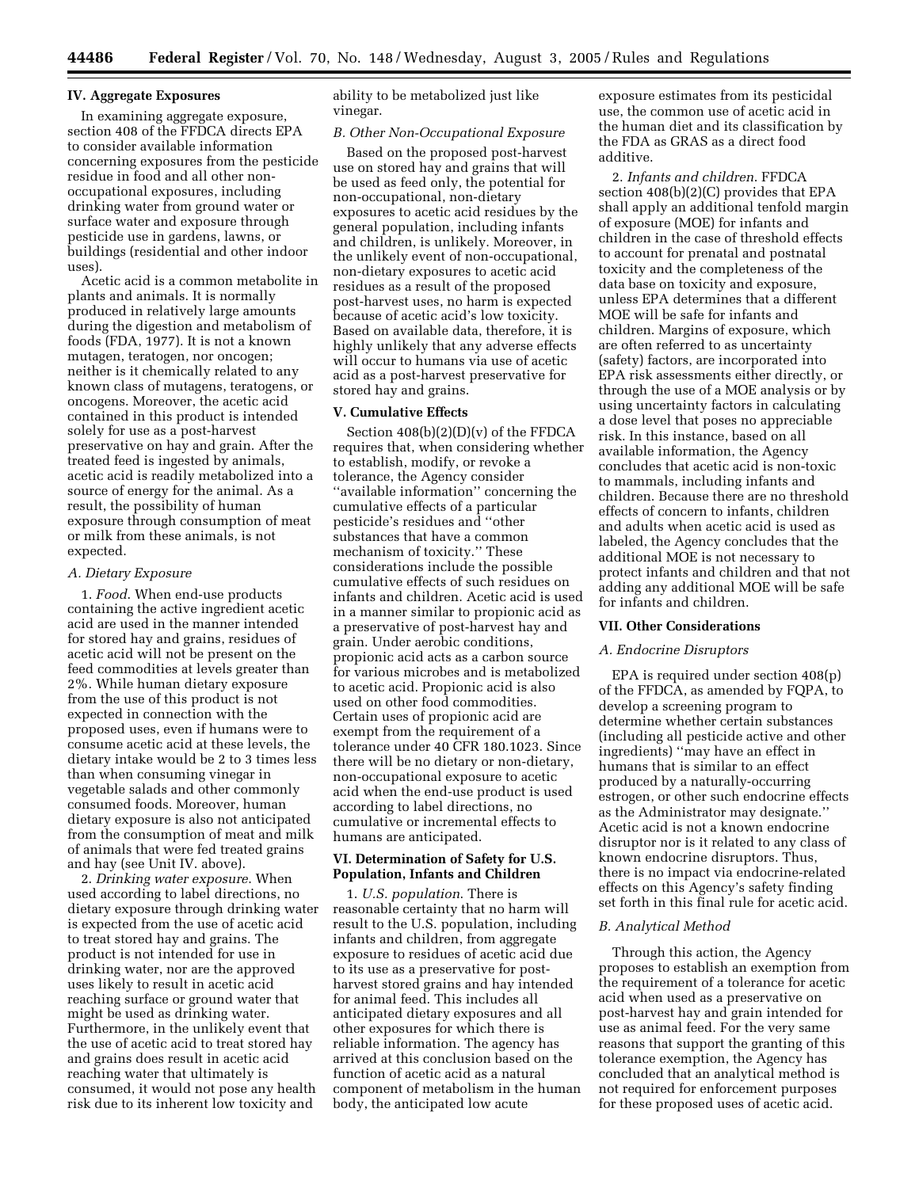### IV. Aggregate Exposures

In examining aggregate exposure, section 408 of the FFDCA directs EPA to consider available information concerning exposures from the pesticide residue in food and all other non-occupational exposures, including drinking water from ground water or surface water and exposure through pesticide use in gardens, lawns, or buildings (residential and other indoor uses).

Acetic acid is a common metabolite in plants and animals. It is normally produced in relatively large amounts during the digestion and metabolism of foods (FDA, 1977). It is not a known mutagen, teratogen, nor oncogen; neither is it chemically related to any known class of mutagens, teratogens, or oncogens. Moreover, the acetic acid contained in this product is intended solely for use as a post-harvest preservative on hay and grain. After the treated feed is ingested by animals, acetic acid is readily metabolized into a source of energy for the animal. As a result, the possibility of human exposure through consumption of meat or milk from these animals, is not expected.

#### *A. Dietary Exposure*

1. *Food*. When end-use products containing the active ingredient acetic acid are used in the manner intended for stored hay and grains, residues of acetic acid will not be present on the feed commodities at levels greater than 2%. While human dietary exposure from the use of this product is not expected in connection with the proposed uses, even if humans were to consume acetic acid at these levels, the dietary intake would be 2 to 3 times less than when consuming vinegar in vegetable salads and other commonly consumed foods. Moreover, human dietary exposure is also not anticipated from the consumption of meat and milk of animals that were fed treated grains and hay (see Unit IV. above).

2. *Drinking water exposure*. When used according to label directions, no dietary exposure through drinking water is expected from the use of acetic acid to treat stored hay and grains. The product is not intended for use in drinking water, nor are the approved uses likely to result in acetic acid reaching surface or ground water that might be used as drinking water. Furthermore, in the unlikely event that the use of acetic acid to treat stored hay and grains does result in acetic acid reaching water that ultimately is consumed, it would not pose any health risk due to its inherent low toxicity and ability to be metabolized just like vinegar.

#### *B. Other Non-Occupational Exposure*

Based on the proposed post-harvest use on stored hay and grains that will be used as feed only, the potential for non-occupational, non-dietary exposures to acetic acid residues by the general population, including infants and children, is unlikely. Moreover, in the unlikely event of non-occupational, non-dietary exposures to acetic acid residues as a result of the proposed post-harvest uses, no harm is expected because of acetic acid's low toxicity. Based on available data, therefore, it is highly unlikely that any adverse effects will occur to humans via use of acetic acid as a post-harvest preservative for stored hay and grains.

### V. Cumulative Effects

Section 408(b)(2)(D)(v) of the FFDCA requires that, when considering whether to establish, modify, or revoke a tolerance, the Agency consider ''available information'' concerning the cumulative effects of a particular pesticide's residues and ''other substances that have a common mechanism of toxicity.'' These considerations include the possible cumulative effects of such residues on infants and children. Acetic acid is used in a manner similar to propionic acid as a preservative of post-harvest hay and grain. Under aerobic conditions, propionic acid acts as a carbon source for various microbes and is metabolized to acetic acid. Propionic acid is also used on other food commodities. Certain uses of propionic acid are exempt from the requirement of a tolerance under 40 CFR 180.1023. Since there will be no dietary or non-dietary, non-occupational exposure to acetic acid when the end-use product is used according to label directions, no cumulative or incremental effects to humans are anticipated.

### VI. Determination of Safety for U.S. Population, Infants and Children

1. *U.S. population*. There is reasonable certainty that no harm will result to the U.S. population, including infants and children, from aggregate exposure to residues of acetic acid due to its use as a preservative for post-harvest stored grains and hay intended for animal feed. This includes all anticipated dietary exposures and all other exposures for which there is reliable information. The agency has arrived at this conclusion based on the function of acetic acid as a natural component of metabolism in the human body, the anticipated low acute exposure estimates from its pesticidal use, the common use of acetic acid in the human diet and its classification by the FDA as GRAS as a direct food additive.

2. *Infants and children*. FFDCA section 408(b)(2)(C) provides that EPA shall apply an additional tenfold margin of exposure (MOE) for infants and children in the case of threshold effects to account for prenatal and postnatal toxicity and the completeness of the data base on toxicity and exposure, unless EPA determines that a different MOE will be safe for infants and children. Margins of exposure, which are often referred to as uncertainty (safety) factors, are incorporated into EPA risk assessments either directly, or through the use of a MOE analysis or by using uncertainty factors in calculating a dose level that poses no appreciable risk. In this instance, based on all available information, the Agency concludes that acetic acid is non-toxic to mammals, including infants and children. Because there are no threshold effects of concern to infants, children and adults when acetic acid is used as labeled, the Agency concludes that the additional MOE is not necessary to protect infants and children and that not adding any additional MOE will be safe for infants and children.

### VII. Other Considerations

#### *A. Endocrine Disruptors*

EPA is required under section 408(p) of the FFDCA, as amended by FQPA, to develop a screening program to determine whether certain substances (including all pesticide active and other ingredients) ''may have an effect in humans that is similar to an effect produced by a naturally-occurring estrogen, or other such endocrine effects as the Administrator may designate.'' Acetic acid is not a known endocrine disruptor nor is it related to any class of known endocrine disruptors. Thus, there is no impact via endocrine-related effects on this Agency's safety finding set forth in this final rule for acetic acid.

#### *B. Analytical Method*

Through this action, the Agency proposes to establish an exemption from the requirement of a tolerance for acetic acid when used as a preservative on post-harvest hay and grain intended for use as animal feed. For the very same reasons that support the granting of this tolerance exemption, the Agency has concluded that an analytical method is not required for enforcement purposes for these proposed uses of acetic acid.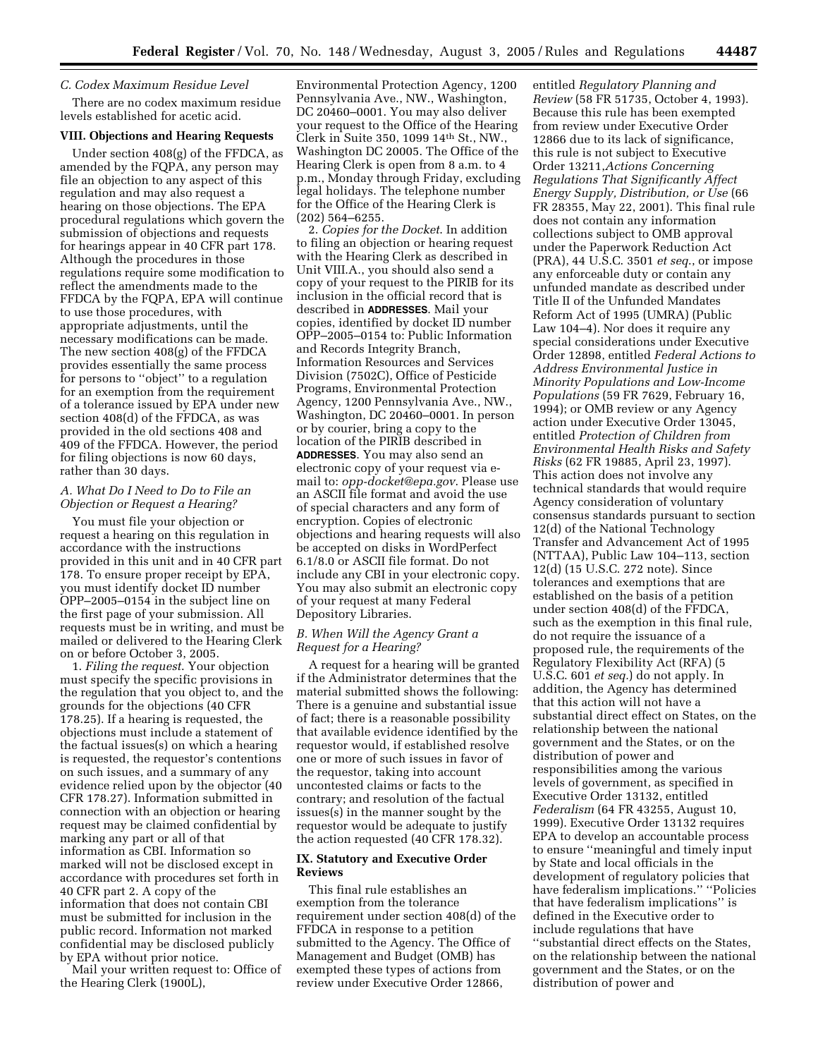### C. Codex Maximum Residue Level

There are no codex maximum residue levels established for acetic acid.

## VIII. Objections and Hearing Requests

Under section 408(g) of the FFDCA, as amended by the FQPA, any person may file an objection to any aspect of this regulation and may also request a hearing on those objections. The EPA procedural regulations which govern the submission of objections and requests for hearings appear in 40 CFR part 178. Although the procedures in those regulations require some modification to reflect the amendments made to the FFDCA by the FQPA, EPA will continue to use those procedures, with appropriate adjustments, until the necessary modifications can be made. The new section 408(g) of the FFDCA provides essentially the same process for persons to ''object'' to a regulation for an exemption from the requirement of a tolerance issued by EPA under new section 408(d) of the FFDCA, as was provided in the old sections 408 and 409 of the FFDCA. However, the period for filing objections is now 60 days, rather than 30 days.

### A. What Do I Need to Do to File an Objection or Request a Hearing?

You must file your objection or request a hearing on this regulation in accordance with the instructions provided in this unit and in 40 CFR part 178. To ensure proper receipt by EPA, you must identify docket ID number OPP–2005–0154 in the subject line on the first page of your submission. All requests must be in writing, and must be mailed or delivered to the Hearing Clerk on or before October 3, 2005.

1. *Filing the request*. Your objection must specify the specific provisions in the regulation that you object to, and the grounds for the objections (40 CFR 178.25). If a hearing is requested, the objections must include a statement of the factual issues(s) on which a hearing is requested, the requestor's contentions on such issues, and a summary of any evidence relied upon by the objector (40 CFR 178.27). Information submitted in connection with an objection or hearing request may be claimed confidential by marking any part or all of that information as CBI. Information so marked will not be disclosed except in accordance with procedures set forth in 40 CFR part 2. A copy of the information that does not contain CBI must be submitted for inclusion in the public record. Information not marked confidential may be disclosed publicly by EPA without prior notice.

Mail your written request to: Office of the Hearing Clerk (1900L), Environmental Protection Agency, 1200 Pennsylvania Ave., NW., Washington, DC 20460–0001. You may also deliver your request to the Office of the Hearing Clerk in Suite 350, 1099 14th St., NW., Washington DC 20005. The Office of the Hearing Clerk is open from 8 a.m. to 4 p.m., Monday through Friday, excluding legal holidays. The telephone number for the Office of the Hearing Clerk is (202) 564–6255.

2. *Copies for the Docket*. In addition to filing an objection or hearing request with the Hearing Clerk as described in Unit VIII.A., you should also send a copy of your request to the PIRIB for its inclusion in the official record that is described in **ADDRESSES**. Mail your copies, identified by docket ID number OPP–2005–0154 to: Public Information and Records Integrity Branch, Information Resources and Services Division (7502C), Office of Pesticide Programs, Environmental Protection Agency, 1200 Pennsylvania Ave., NW., Washington, DC 20460–0001. In person or by courier, bring a copy to the location of the PIRIB described in **ADDRESSES**. You may also send an electronic copy of your request via e-mail to: *opp-docket@epa.gov*. Please use an ASCII file format and avoid the use of special characters and any form of encryption. Copies of electronic objections and hearing requests will also be accepted on disks in WordPerfect 6.1/8.0 or ASCII file format. Do not include any CBI in your electronic copy. You may also submit an electronic copy of your request at many Federal Depository Libraries.

### B. When Will the Agency Grant a Request for a Hearing?

A request for a hearing will be granted if the Administrator determines that the material submitted shows the following: There is a genuine and substantial issue of fact; there is a reasonable possibility that available evidence identified by the requestor would, if established resolve one or more of such issues in favor of the requestor, taking into account uncontested claims or facts to the contrary; and resolution of the factual issue(s) in the manner sought by the requestor would be adequate to justify the action requested (40 CFR 178.32).

## IX. Statutory and Executive Order Reviews

This final rule establishes an exemption from the tolerance requirement under section 408(d) of the FFDCA in response to a petition submitted to the Agency. The Office of Management and Budget (OMB) has exempted these types of actions from review under Executive Order 12866, entitled *Regulatory Planning and Review* (58 FR 51735, October 4, 1993). Because this rule has been exempted from review under Executive Order 12866 due to its lack of significance, this rule is not subject to Executive Order 13211,*Actions Concerning Regulations That Significantly Affect Energy Supply, Distribution, or Use* (66 FR 28355, May 22, 2001). This final rule does not contain any information collections subject to OMB approval under the Paperwork Reduction Act (PRA), 44 U.S.C. 3501 *et seq*., or impose any enforceable duty or contain any unfunded mandate as described under Title II of the Unfunded Mandates Reform Act of 1995 (UMRA) (Public Law 104–4). Nor does it require any special considerations under Executive Order 12898, entitled *Federal Actions to Address Environmental Justice in Minority Populations and Low-Income Populations* (59 FR 7629, February 16, 1994); or OMB review or any Agency action under Executive Order 13045, entitled *Protection of Children from Environmental Health Risks and Safety Risks* (62 FR 19885, April 23, 1997). This action does not involve any technical standards that would require Agency consideration of voluntary consensus standards pursuant to section 12(d) of the National Technology Transfer and Advancement Act of 1995 (NTTAA), Public Law 104–113, section 12(d) (15 U.S.C. 272 note). Since tolerances and exemptions that are established on the basis of a petition under section 408(d) of the FFDCA, such as the exemption in this final rule, do not require the issuance of a proposed rule, the requirements of the Regulatory Flexibility Act (RFA) (5 U.S.C. 601 *et seq.*) do not apply. In addition, the Agency has determined that this action will not have a substantial direct effect on States, on the relationship between the national government and the States, or on the distribution of power and responsibilities among the various levels of government, as specified in Executive Order 13132, entitled *Federalism* (64 FR 43255, August 10, 1999). Executive Order 13132 requires EPA to develop an accountable process to ensure ''meaningful and timely input by State and local officials in the development of regulatory policies that have federalism implications.'' ''Policies that have federalism implications'' is defined in the Executive order to include regulations that have ''substantial direct effects on the States, on the relationship between the national government and the States, or on the distribution of power and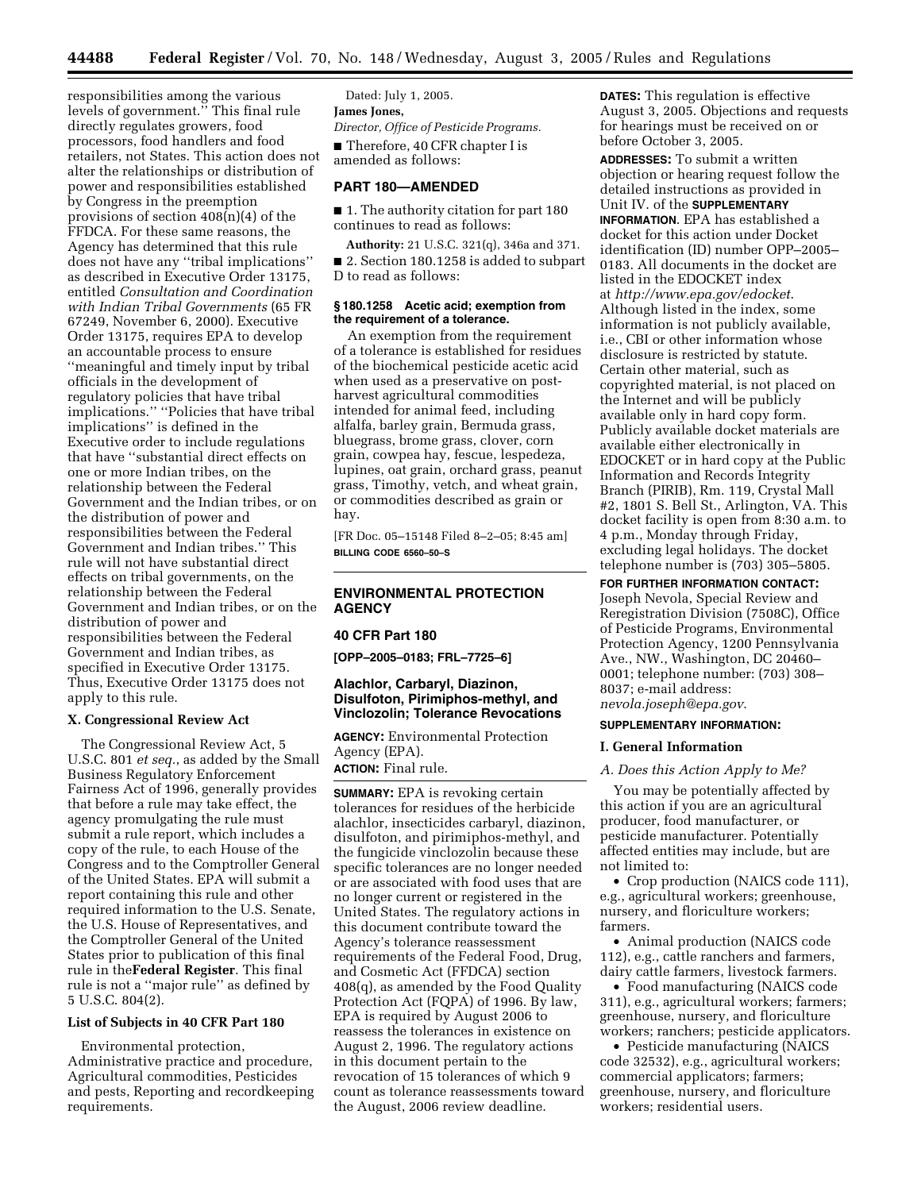responsibilities among the various levels of government.'' This final rule directly regulates growers, food processors, food handlers and food retailers, not States. This action does not alter the relationships or distribution of power and responsibilities established by Congress in the preemption provisions of section 408(n)(4) of the FFDCA. For these same reasons, the Agency has determined that this rule does not have any ''tribal implications'' as described in Executive Order 13175, entitled *Consultation and Coordination with Indian Tribal Governments* (65 FR 67249, November 6, 2000). Executive Order 13175, requires EPA to develop an accountable process to ensure ''meaningful and timely input by tribal officials in the development of regulatory policies that have tribal implications.'' ''Policies that have tribal implications'' is defined in the Executive order to include regulations that have ''substantial direct effects on one or more Indian tribes, on the relationship between the Federal Government and the Indian tribes, or on the distribution of power and responsibilities between the Federal Government and Indian tribes.'' This rule will not have substantial direct effects on tribal governments, on the relationship between the Federal Government and Indian tribes, or on the distribution of power and responsibilities between the Federal Government and Indian tribes, as specified in Executive Order 13175. Thus, Executive Order 13175 does not apply to this rule.

### X. Congressional Review Act

The Congressional Review Act, 5 U.S.C. 801 *et seq.*, as added by the Small Business Regulatory Enforcement Fairness Act of 1996, generally provides that before a rule may take effect, the agency promulgating the rule must submit a rule report, which includes a copy of the rule, to each House of the Congress and to the Comptroller General of the United States. EPA will submit a report containing this rule and other required information to the U.S. Senate, the U.S. House of Representatives, and the Comptroller General of the United States prior to publication of this final rule in the **Federal Register**. This final rule is not a ''major rule'' as defined by 5 U.S.C. 804(2).

### List of Subjects in 40 CFR Part 180

Environmental protection, Administrative practice and procedure, Agricultural commodities, Pesticides and pests, Reporting and recordkeeping requirements.

Dated: July 1, 2005.

**James Jones,**

*Director, Office of Pesticide Programs.*

■ Therefore, 40 CFR chapter I is amended as follows:

## PART 180—AMENDED

■ 1. The authority citation for part 180 continues to read as follows:

**Authority:** 21 U.S.C. 321(q), 346a and 371.

■ 2. Section 180.1258 is added to subpart D to read as follows:

**§ 180.1258 Acetic acid; exemption from the requirement of a tolerance.**

An exemption from the requirement of a tolerance is established for residues of the biochemical pesticide acetic acid when used as a preservative on post-harvest agricultural commodities intended for animal feed, including alfalfa, barley grain, Bermuda grass, bluegrass, brome grass, clover, corn grain, cowpea hay, fescue, lespedeza, lupines, oat grain, orchard grass, peanut grass, Timothy, vetch, and wheat grain, or commodities described as grain or hay.

[FR Doc. 05–15148 Filed 8–2–05; 8:45 am]

**BILLING CODE 6560–50–S**

---

## ENVIRONMENTAL PROTECTION AGENCY

### 40 CFR Part 180

**[OPP–2005–0183; FRL–7725–6]**

## Alachlor, Carbaryl, Diazinon, Disulfoton, Pirimiphos-methyl, and Vinclozolin; Tolerance Revocations

**AGENCY:** Environmental Protection Agency (EPA).

**ACTION:** Final rule.

**SUMMARY:** EPA is revoking certain tolerances for residues of the herbicide alachlor, insecticides carbaryl, diazinon, disulfoton, and pirimiphos-methyl, and the fungicide vinclozolin because these specific tolerances are no longer needed or are associated with food uses that are no longer current or registered in the United States. The regulatory actions in this document contribute toward the Agency's tolerance reassessment requirements of the Federal Food, Drug, and Cosmetic Act (FFDCA) section 408(q), as amended by the Food Quality Protection Act (FQPA) of 1996. By law, EPA is required by August 2006 to reassess the tolerances in existence on August 2, 1996. The regulatory actions in this document pertain to the revocation of 15 tolerances of which 9 count as tolerance reassessments toward the August, 2006 review deadline.

**DATES:** This regulation is effective August 3, 2005. Objections and requests for hearings must be received on or before October 3, 2005.

**ADDRESSES:** To submit a written objection or hearing request follow the detailed instructions as provided in Unit IV. of the **SUPPLEMENTARY INFORMATION**. EPA has established a docket for this action under Docket identification (ID) number OPP–2005–0183. All documents in the docket are listed in the EDOCKET index at *http://www.epa.gov/edocket*. Although listed in the index, some information is not publicly available, i.e., CBI or other information whose disclosure is restricted by statute. Certain other material, such as copyrighted material, is not placed on the Internet and will be publicly available only in hard copy form. Publicly available docket materials are available either electronically in EDOCKET or in hard copy at the Public Information and Records Integrity Branch (PIRIB), Rm. 119, Crystal Mall #2, 1801 S. Bell St., Arlington, VA. This docket facility is open from 8:30 a.m. to 4 p.m., Monday through Friday, excluding legal holidays. The docket telephone number is (703) 305–5805.

**FOR FURTHER INFORMATION CONTACT:** Joseph Nevola, Special Review and Reregistration Division (7508C), Office of Pesticide Programs, Environmental Protection Agency, 1200 Pennsylvania Ave., NW., Washington, DC 20460–0001; telephone number: (703) 308–8037; e-mail address: *nevola.joseph@epa.gov*.

**SUPPLEMENTARY INFORMATION:**

### I. General Information

*A. Does this Action Apply to Me?*

You may be potentially affected by this action if you are an agricultural producer, food manufacturer, or pesticide manufacturer. Potentially affected entities may include, but are not limited to:

- Crop production (NAICS code 111), e.g., agricultural workers; greenhouse, nursery, and floriculture workers; farmers.
- Animal production (NAICS code 112), e.g., cattle ranchers and farmers, dairy cattle farmers, livestock farmers.
- Food manufacturing (NAICS code 311), e.g., agricultural workers; farmers; greenhouse, nursery, and floriculture workers; ranchers; pesticide applicators.
- Pesticide manufacturing (NAICS code 32532), e.g., agricultural workers; commercial applicators; farmers; greenhouse, nursery, and floriculture workers; residential users.